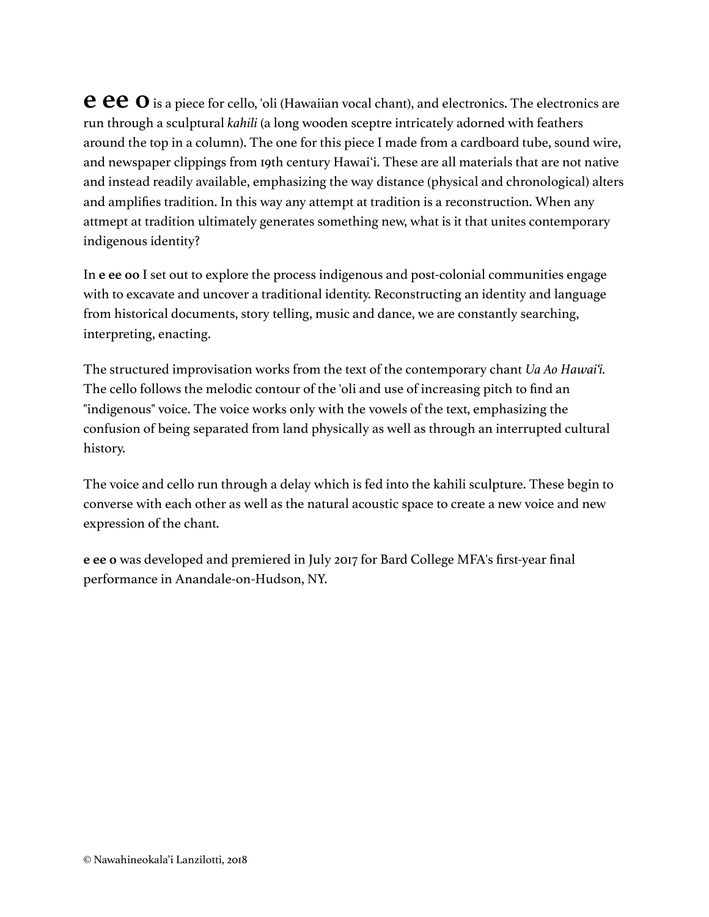**e ee o** is a piece for cello, 'oli (Hawaiian vocal chant), and electronics. The electronics are run through a sculptural *kahili* (a long wooden sceptre intricately adorned with feathers around the top in a column). The one for this piece I made from a cardboard tube, sound wire, and newspaper clippings from 19th century Hawaiʻi. These are all materials that are not native and instead readily available, emphasizing the way distance (physical and chronological) alters and amplifies tradition. In this way any attempt at tradition is a reconstruction. When any attmept at tradition ultimately generates something new, what is it that unites contemporary indigenous identity?

In **e ee oo** I set out to explore the process indigenous and post-colonial communities engage with to excavate and uncover a traditional identity. Reconstructing an identity and language from historical documents, story telling, music and dance, we are constantly searching, interpreting, enacting.

The structured improvisation works from the text of the contemporary chant *Ua Ao Hawaiʻi.* The cello follows the melodic contour of the 'oli and use of increasing pitch to find an "indigenous" voice. The voice works only with the vowels of the text, emphasizing the confusion of being separated from land physically as well as through an interrupted cultural history.

The voice and cello run through a delay which is fed into the kahili sculpture. These begin to converse with each other as well as the natural acoustic space to create a new voice and new expression of the chant.

**e ee o** was developed and premiered in July 2017 for Bard College MFA's first-year final performance in Anandale-on-Hudson, NY.

© Nawahineokalaʻi Lanzilotti, 2018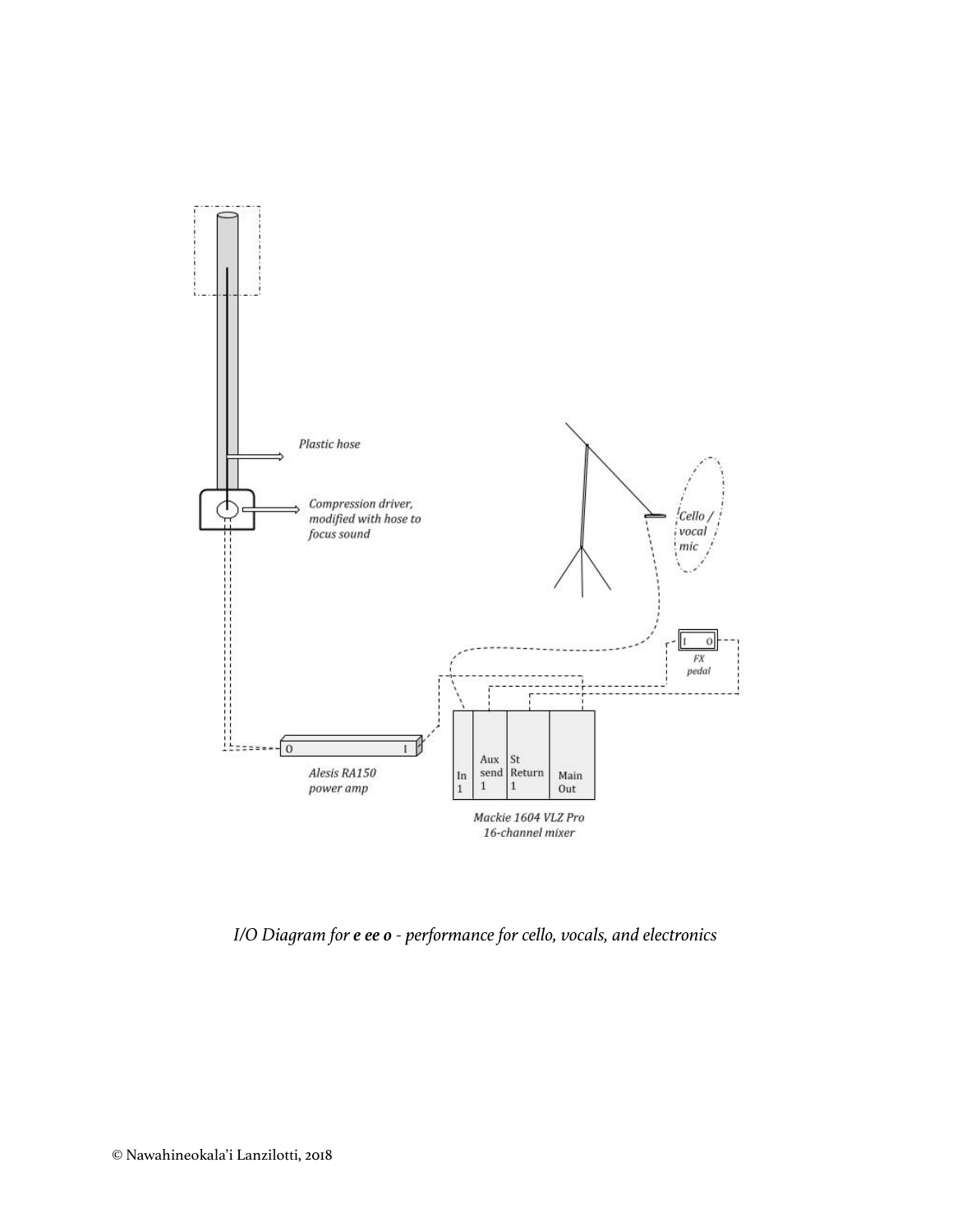Plastic hose

Compression driver, modified with hose to focus sound

Cello / vocal mic

FX pedal

I O

O I

Alesis RA150 power amp

In 1

Aux send 1

St Return 1

Main Out

Mackie 1604 VLZ Pro 16-channel mixer

*I/O Diagram for **e ee o** - performance for cello, vocals, and electronics*